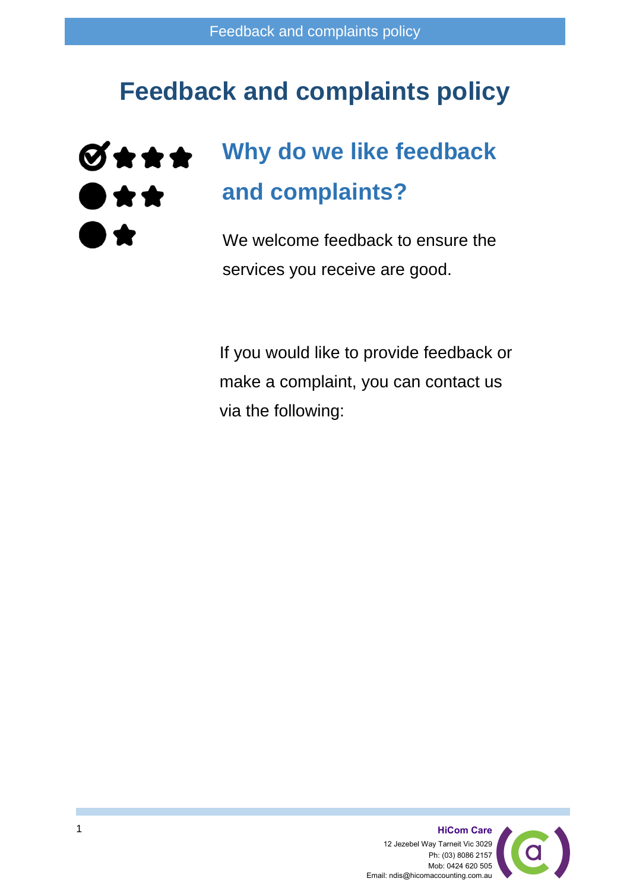# Feedback and complaints policy

## Why do we like feedback and complaints?

We welcome feedback to ensure the services you receive are good.

If you would like to provide feedback or make a complaint, you can contact us via the following: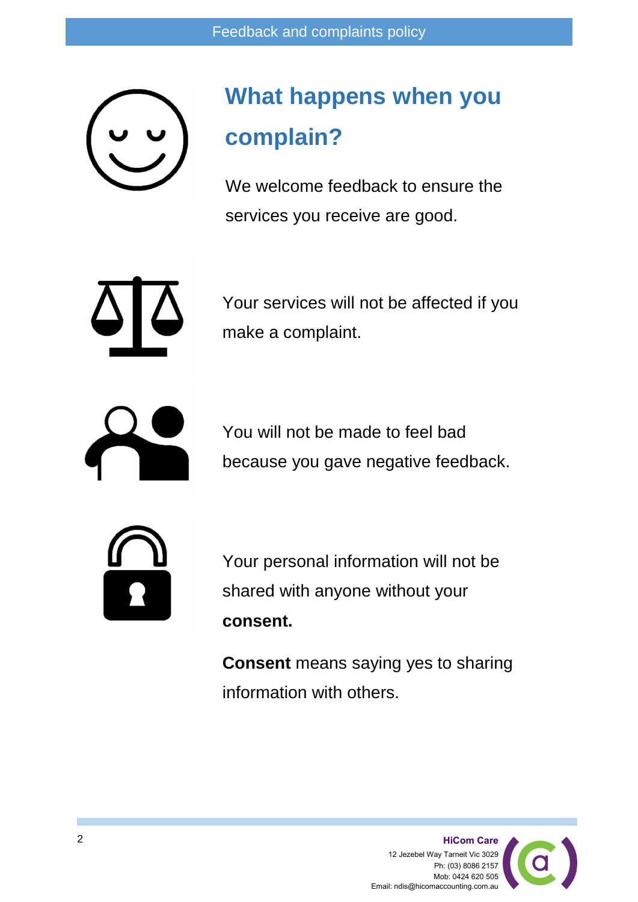## What happens when you complain?

We welcome feedback to ensure the services you receive are good.

Your services will not be affected if you make a complaint.

You will not be made to feel bad because you gave negative feedback.

Your personal information will not be shared with anyone without your **consent.**

**Consent** means saying yes to sharing information with others.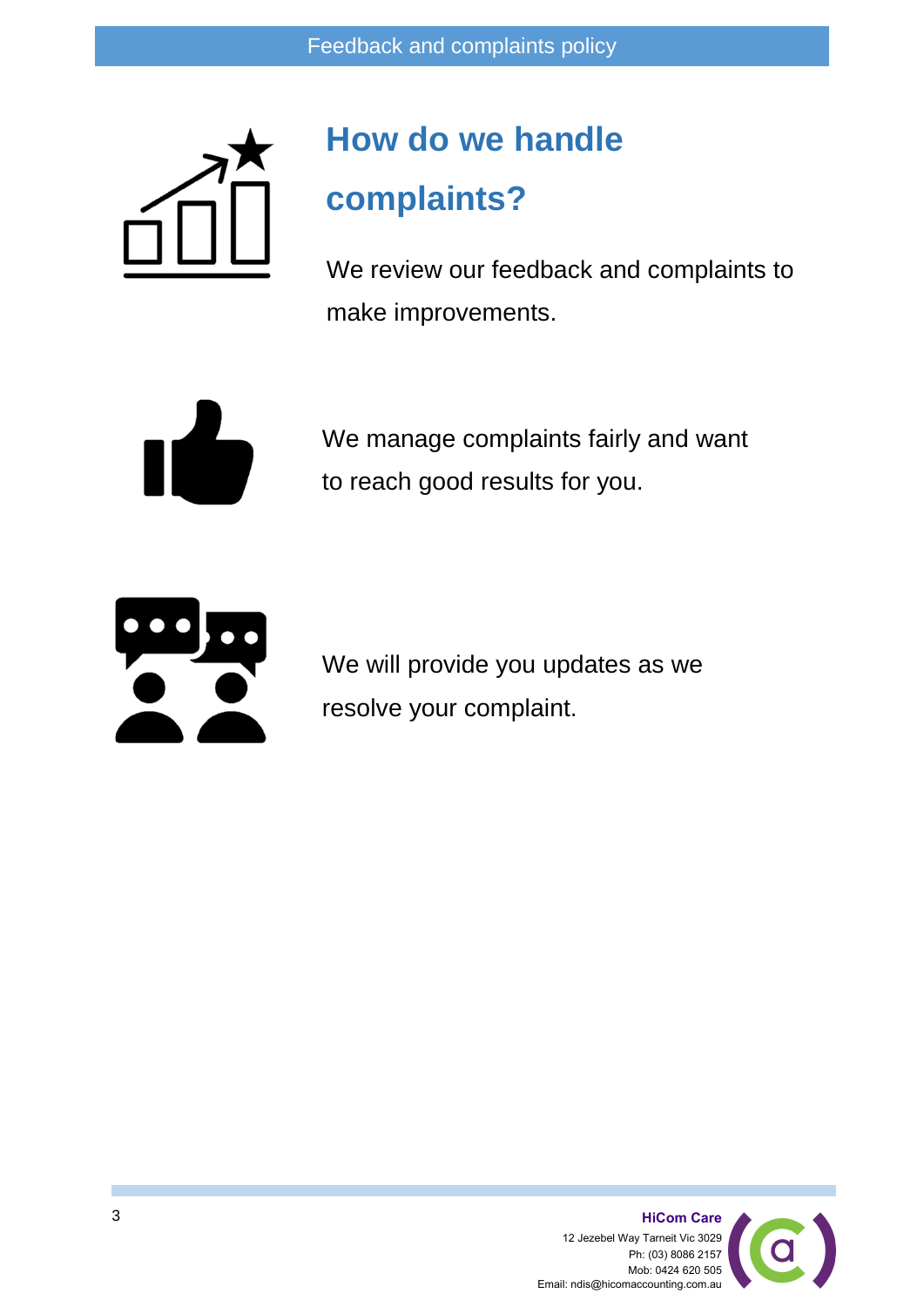## How do we handle complaints?

We review our feedback and complaints to make improvements.

We manage complaints fairly and want to reach good results for you.

We will provide you updates as we resolve your complaint.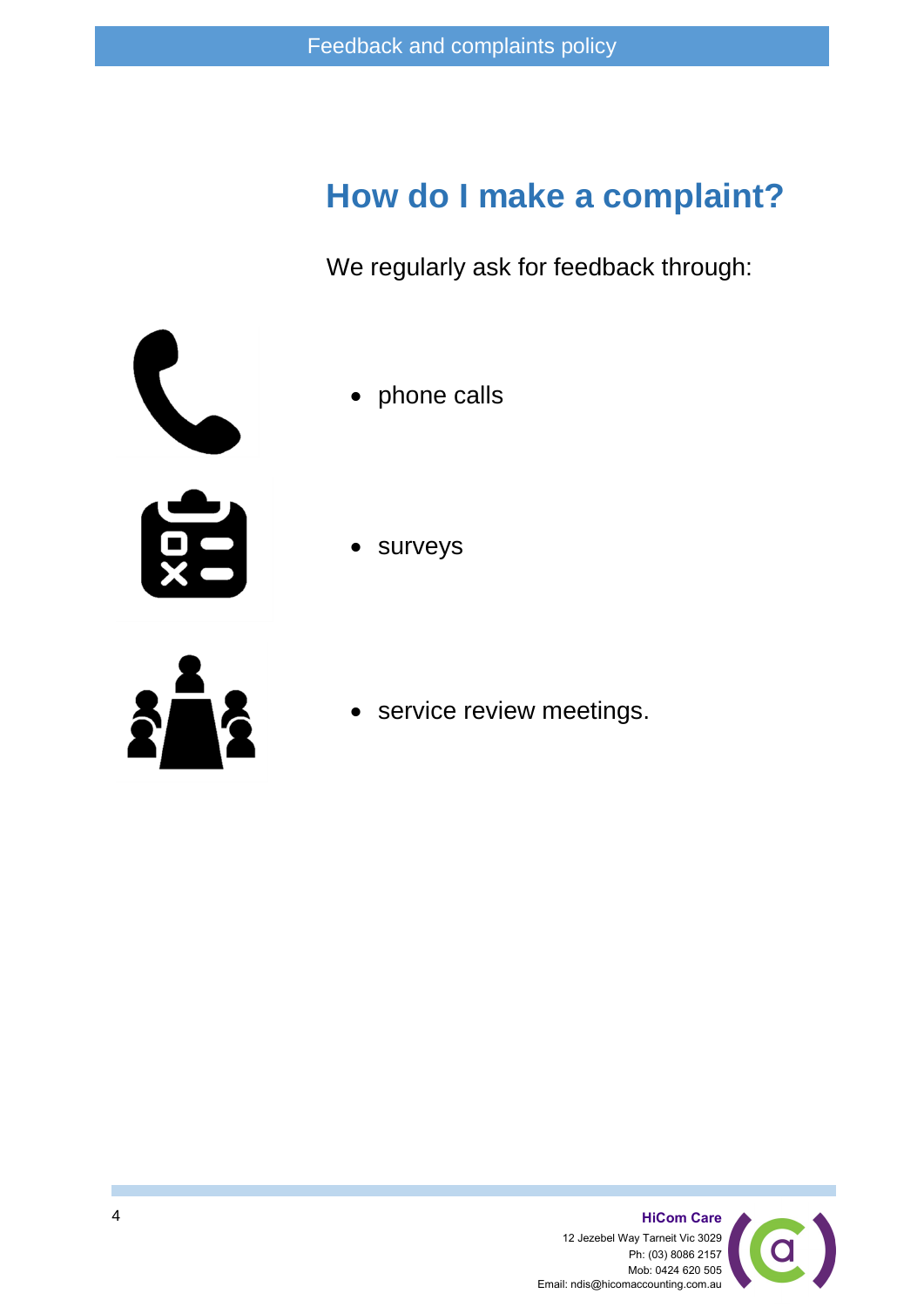## How do I make a complaint?

We regularly ask for feedback through:

- phone calls
- surveys
- service review meetings.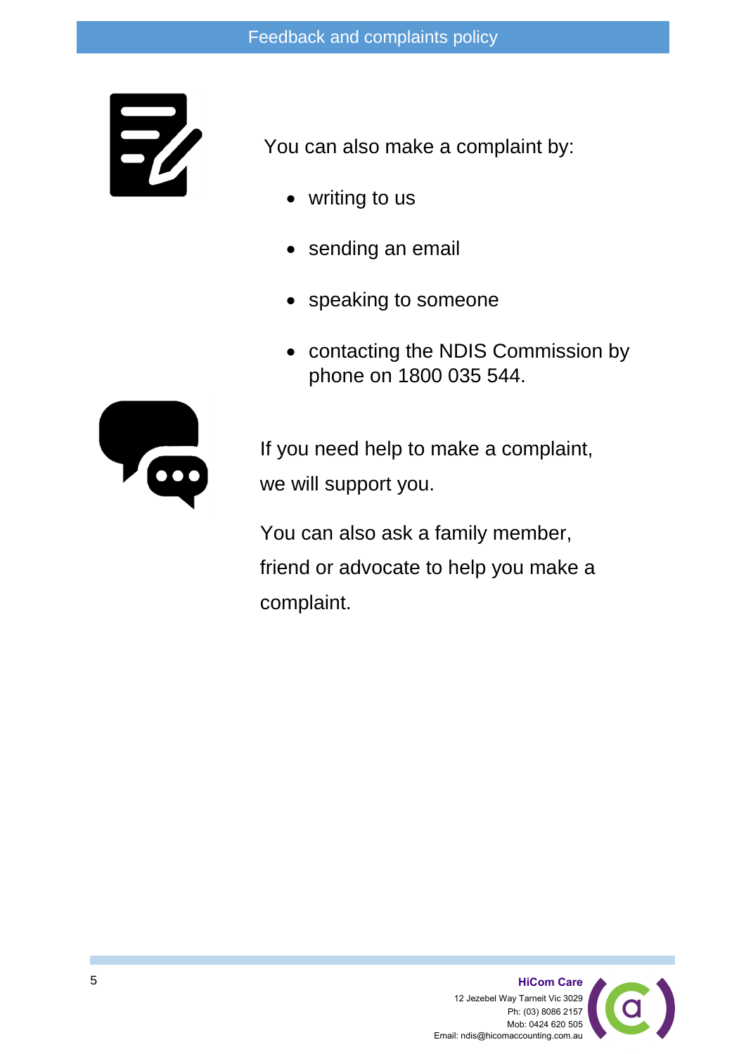You can also make a complaint by:

- writing to us
- sending an email
- speaking to someone
- contacting the NDIS Commission by phone on 1800 035 544.

If you need help to make a complaint, we will support you.

You can also ask a family member, friend or advocate to help you make a complaint.